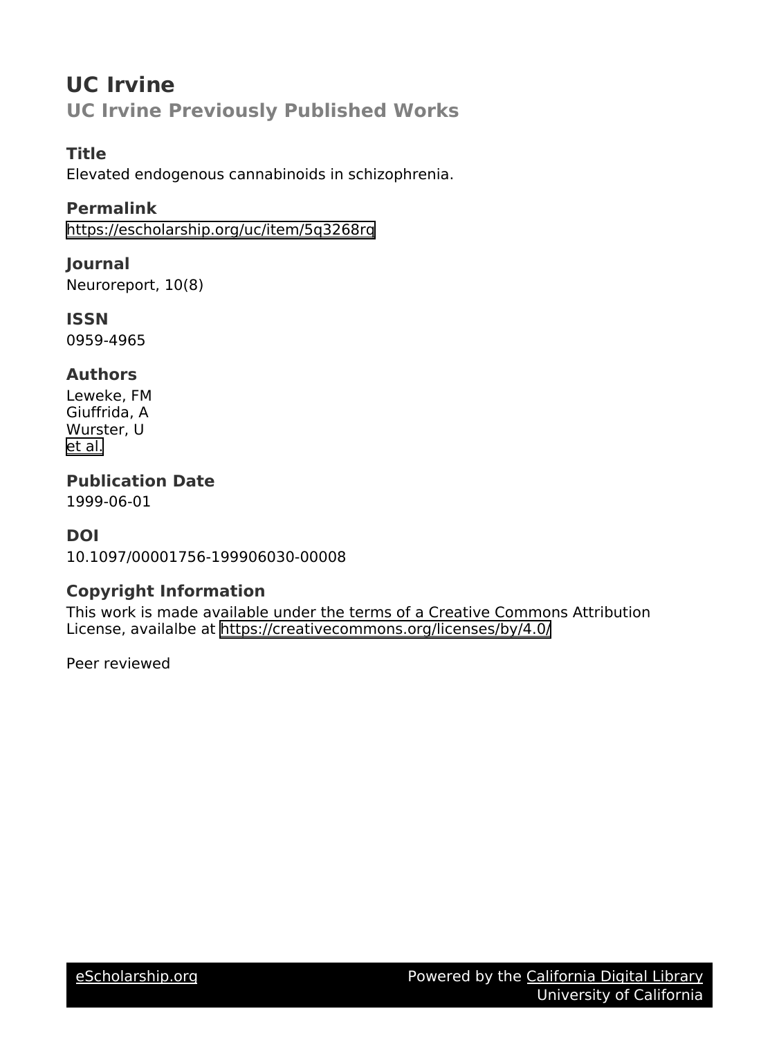# UC Irvine

## UC Irvine Previously Published Works

### Title
Elevated endogenous cannabinoids in schizophrenia.

### Permalink
https://escholarship.org/uc/item/5q3268rq

### Journal
Neuroreport, 10(8)

### ISSN
0959-4965

### Authors
Leweke, FM
Giuffrida, A
Wurster, U
et al.

### Publication Date
1999-06-01

### DOI
10.1097/00001756-199906030-00008

### Copyright Information
This work is made available under the terms of a Creative Commons Attribution License, availalbe at https://creativecommons.org/licenses/by/4.0/

Peer reviewed

eScholarship.org Powered by the California Digital Library University of California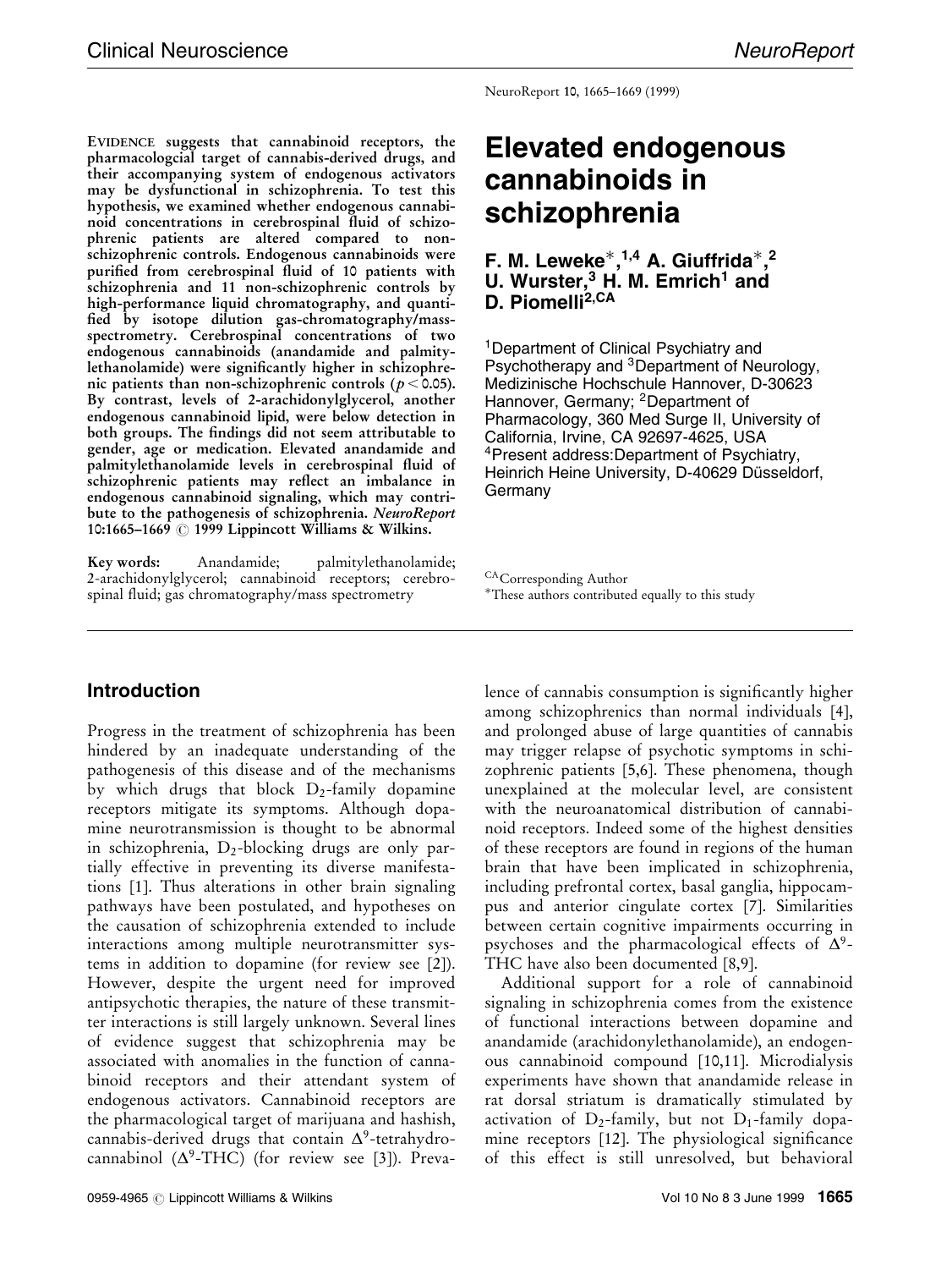# Elevated endogenous cannabinoids in schizophrenia

**F. M. Leweke*,[1,4] A. Giuffrida*,[2] U. Wurster,[3] H. M. Emrich[1] and D. Piomelli[2,CA]**

[1]Department of Clinical Psychiatry and Psychotherapy and [3]Department of Neurology, Medizinische Hochschule Hannover, D-30623 Hannover, Germany; [2]Department of Pharmacology, 360 Med Surge II, University of California, Irvine, CA 92697-4625, USA
[4]Present address:Department of Psychiatry, Heinrich Heine University, D-40629 Düsseldorf, Germany

[CA]Corresponding Author
*These authors contributed equally to this study

**EVIDENCE suggests that cannabinoid receptors, the pharmacologcial target of cannabis-derived drugs, and their accompanying system of endogenous activators may be dysfunctional in schizophrenia. To test this hypothesis, we examined whether endogenous cannabinoid concentrations in cerebrospinal fluid of schizophrenic patients are altered compared to non-schizophrenic controls. Endogenous cannabinoids were purified from cerebrospinal fluid of 10 patients with schizophrenia and 11 non-schizophrenic controls by high-performance liquid chromatography, and quantified by isotope dilution gas-chromatography/mass-spectrometry. Cerebrospinal concentrations of two endogenous cannabinoids (anandamide and palmitylethanolamide) were significantly higher in schizophrenic patients than non-schizophrenic controls ($p < 0.05$). By contrast, levels of 2-arachidonylglycerol, another endogenous cannabinoid lipid, were below detection in both groups. The findings did not seem attributable to gender, age or medication. Elevated anandamide and palmitylethanolamide levels in cerebrospinal fluid of schizophrenic patients may reflect an imbalance in endogenous cannabinoid signaling, which may contribute to the pathogenesis of schizophrenia.** ***NeuroReport*** **10:1665–1669 © 1999 Lippincott Williams & Wilkins.**

**Key words:** Anandamide; palmitylethanolamide; 2-arachidonylglycerol; cannabinoid receptors; cerebrospinal fluid; gas chromatography/mass spectrometry

## Introduction

Progress in the treatment of schizophrenia has been hindered by an inadequate understanding of the pathogenesis of this disease and of the mechanisms by which drugs that block $D_2$-family dopamine receptors mitigate its symptoms. Although dopamine neurotransmission is thought to be abnormal in schizophrenia, $D_2$-blocking drugs are only partially effective in preventing its diverse manifestations [1]. Thus alterations in other brain signaling pathways have been postulated, and hypotheses on the causation of schizophrenia extended to include interactions among multiple neurotransmitter systems in addition to dopamine (for review see [2]). However, despite the urgent need for improved antipsychotic therapies, the nature of these transmitter interactions is still largely unknown. Several lines of evidence suggest that schizophrenia may be associated with anomalies in the function of cannabinoid receptors and their attendant system of endogenous activators. Cannabinoid receptors are the pharmacological target of marijuana and hashish, cannabis-derived drugs that contain $\Delta^9$-tetrahydrocannabinol ($\Delta^9$-THC) (for review see [3]). Prevalence of cannabis consumption is significantly higher among schizophrenics than normal individuals [4], and prolonged abuse of large quantities of cannabis may trigger relapse of psychotic symptoms in schizophrenic patients [5,6]. These phenomena, though unexplained at the molecular level, are consistent with the neuroanatomical distribution of cannabinoid receptors. Indeed some of the highest densities of these receptors are found in regions of the human brain that have been implicated in schizophrenia, including prefrontal cortex, basal ganglia, hippocampus and anterior cingulate cortex [7]. Similarities between certain cognitive impairments occurring in psychoses and the pharmacological effects of $\Delta^9$-THC have also been documented [8,9].

Additional support for a role of cannabinoid signaling in schizophrenia comes from the existence of functional interactions between dopamine and anandamide (arachidonylethanolamide), an endogenous cannabinoid compound [10,11]. Microdialysis experiments have shown that anandamide release in rat dorsal striatum is dramatically stimulated by activation of $D_2$-family, but not $D_1$-family dopamine receptors [12]. The physiological significance of this effect is still unresolved, but behavioral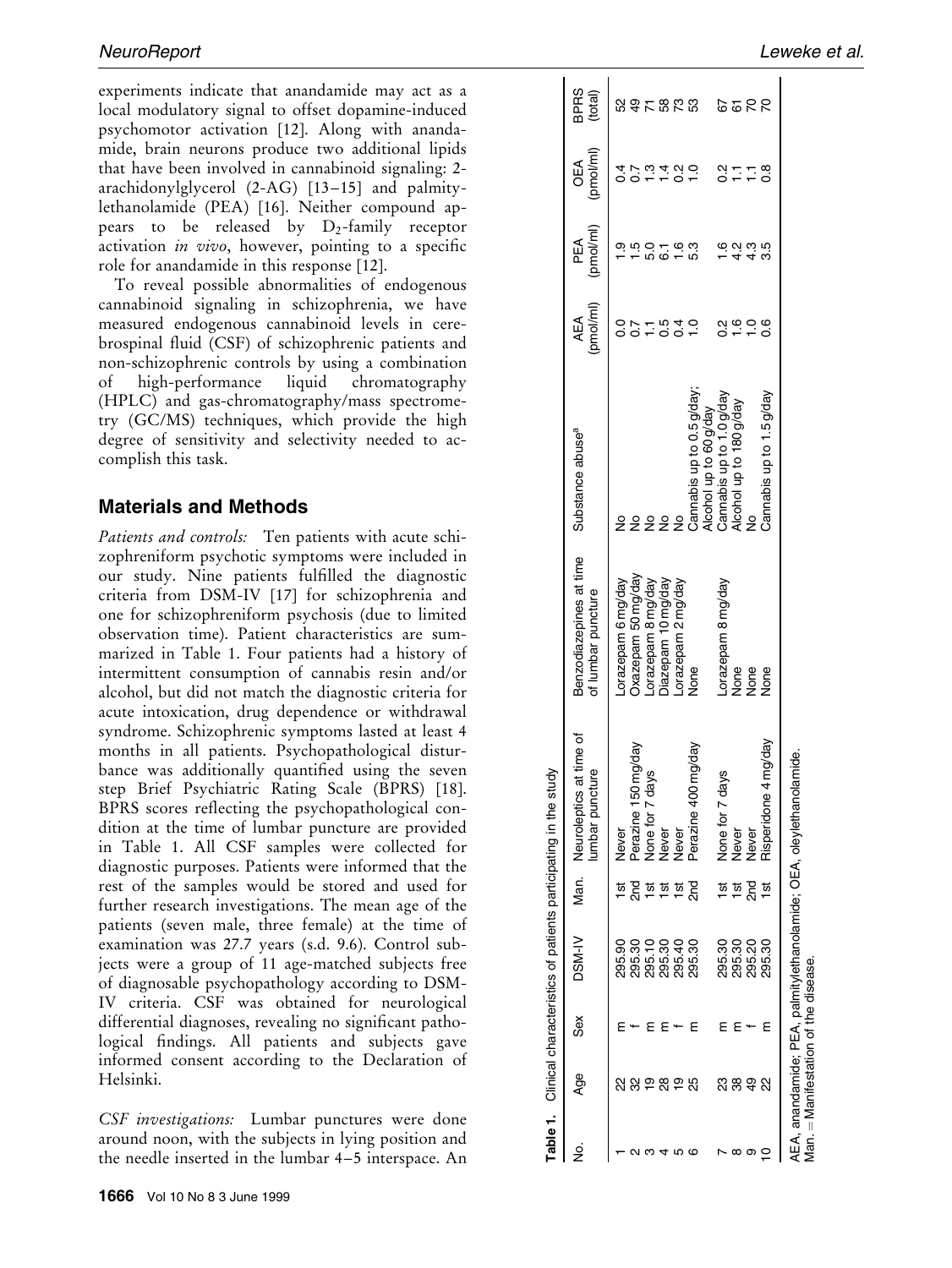experiments indicate that anandamide may act as a local modulatory signal to offset dopamine-induced psychomotor activation [12]. Along with anandamide, brain neurons produce two additional lipids that have been involved in cannabinoid signaling: 2-arachidonylglycerol (2-AG) [13–15] and palmitylethanolamide (PEA) [16]. Neither compound appears to be released by $D_2$-family receptor activation *in vivo*, however, pointing to a specific role for anandamide in this response [12].

To reveal possible abnormalities of endogenous cannabinoid signaling in schizophrenia, we have measured endogenous cannabinoid levels in cerebrospinal fluid (CSF) of schizophrenic patients and non-schizophrenic controls by using a combination of high-performance liquid chromatography (HPLC) and gas-chromatography/mass spectrometry (GC/MS) techniques, which provide the high degree of sensitivity and selectivity needed to accomplish this task.

## Materials and Methods

*Patients and controls:* Ten patients with acute schizophreniform psychotic symptoms were included in our study. Nine patients fulfilled the diagnostic criteria from DSM-IV [17] for schizophrenia and one for schizophreniform psychosis (due to limited observation time). Patient characteristics are summarized in Table 1. Four patients had a history of intermittent consumption of cannabis resin and/or alcohol, but did not match the diagnostic criteria for acute intoxication, drug dependence or withdrawal syndrome. Schizophrenic symptoms lasted at least 4 months in all patients. Psychopathological disturbance was additionally quantified using the seven step Brief Psychiatric Rating Scale (BPRS) [18]. BPRS scores reflecting the psychopathological condition at the time of lumbar puncture are provided in Table 1. All CSF samples were collected for diagnostic purposes. Patients were informed that the rest of the samples would be stored and used for further research investigations. The mean age of the patients (seven male, three female) at the time of examination was 27.7 years (s.d. 9.6). Control subjects were a group of 11 age-matched subjects free of diagnosable psychopathology according to DSM-IV criteria. CSF was obtained for neurological differential diagnoses, revealing no significant pathological findings. All patients and subjects gave informed consent according to the Declaration of Helsinki.

*CSF investigations:* Lumbar punctures were done around noon, with the subjects in lying position and the needle inserted in the lumbar 4–5 interspace. An

**Table 1.** Clinical characteristics of patients participating in the study

| No. | Age | Sex | DSM-IV | Man. | Neuroleptics at time of lumbar puncture | Benzodiazepines at time of lumbar puncture | Substance abuse[a] | AEA (pmol/ml) | PEA (pmol/ml) | OEA (pmol/ml) | BPRS (total) |
|---|---|---|---|---|---|---|---|---|---|---|---|
| 1 | 22 | m | 295.90 | 1st | Never | Lorazepam 6 mg/day | No | 0.0 | 1.9 | 0.4 | 52 |
| 2 | 32 | f | 295.30 | 2nd | Perazine 150 mg/day | Oxazepam 50 mg/day | No | 0.7 | 1.5 | 0.7 | 49 |
| 3 | 19 | m | 295.10 | 1st | None for 7 days | Lorazepam 8 mg/day | No | 1.1 | 5.0 | 1.3 | 71 |
| 4 | 28 | m | 295.30 | 1st | Never | Diazepam 10 mg/day | No | 0.5 | 6.1 | 1.4 | 58 |
| 5 | 19 | f | 295.40 | 1st | Never | Lorazepam 2 mg/day | No | 0.4 | 1.6 | 0.2 | 73 |
| 6 | 25 | m | 295.30 | 2nd | Perazine 400 mg/day | None | Cannabis up to 0.5 g/day; Alcohol up to 60 g/day | 1.0 | 5.3 | 1.0 | 53 |
| 7 | 23 | m | 295.30 | 1st | None for 7 days | Lorazepam 8 mg/day | Cannabis up to 1.0 g/day | 0.2 | 1.6 | 0.2 | 67 |
| 8 | 38 | m | 295.30 | 1st | Never | None | Alcohol up to 180 g/day | 1.6 | 4.2 | 1.1 | 61 |
| 9 | 49 | f | 295.20 | 2nd | Never | None | No | 1.0 | 4.3 | 1.1 | 70 |
| 10 | 22 | m | 295.30 | 1st | Risperidone 4 mg/day | None | Cannabis up to 1.5 g/day | 0.6 | 3.5 | 0.8 | 70 |

AEA, anandamide; PEA, palmitylethanolamide; OEA, oleylethanolamide.
Man. = Manifestation of the disease.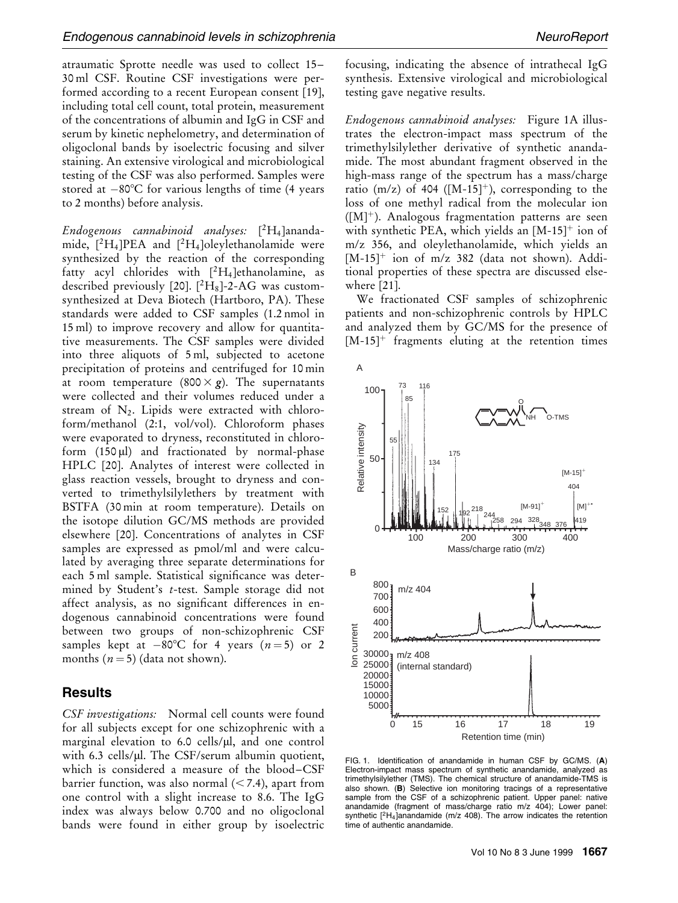atraumatic Sprotte needle was used to collect 15–30 ml CSF. Routine CSF investigations were performed according to a recent European consent [19], including total cell count, total protein, measurement of the concentrations of albumin and IgG in CSF and serum by kinetic nephelometry, and determination of oligoclonal bands by isoelectric focusing and silver staining. An extensive virological and microbiological testing of the CSF was also performed. Samples were stored at −80°C for various lengths of time (4 years to 2 months) before analysis.

*Endogenous cannabinoid analyses:* [$^2H_4$]anandamide, [$^2H_4$]PEA and [$^2H_4$]oleylethanolamide were synthesized by the reaction of the corresponding fatty acyl chlorides with [$^2H_4$]ethanolamine, as described previously [20]. [$^2H_8$]-2-AG was custom-synthesized at Deva Biotech (Hartboro, PA). These standards were added to CSF samples (1.2 nmol in 15 ml) to improve recovery and allow for quantitative measurements. The CSF samples were divided into three aliquots of 5 ml, subjected to acetone precipitation of proteins and centrifuged for 10 min at room temperature (800 × *g*). The supernatants were collected and their volumes reduced under a stream of $N_2$. Lipids were extracted with chloroform/methanol (2:1, vol/vol). Chloroform phases were evaporated to dryness, reconstituted in chloroform (150 μl) and fractionated by normal-phase HPLC [20]. Analytes of interest were collected in glass reaction vessels, brought to dryness and converted to trimethylsilylethers by treatment with BSTFA (30 min at room temperature). Details on the isotope dilution GC/MS methods are provided elsewhere [20]. Concentrations of analytes in CSF samples are expressed as pmol/ml and were calculated by averaging three separate determinations for each 5 ml sample. Statistical significance was determined by Student's *t*-test. Sample storage did not affect analysis, as no significant differences in endogenous cannabinoid concentrations were found between two groups of non-schizophrenic CSF samples kept at −80°C for 4 years ($n = 5$) or 2 months ($n = 5$) (data not shown).

## Results

*CSF investigations:* Normal cell counts were found for all subjects except for one schizophrenic with a marginal elevation to 6.0 cells/μl, and one control with 6.3 cells/μl. The CSF/serum albumin quotient, which is considered a measure of the blood–CSF barrier function, was also normal (< 7.4), apart from one control with a slight increase to 8.6. The IgG index was always below 0.700 and no oligoclonal bands were found in either group by isoelectric focusing, indicating the absence of intrathecal IgG synthesis. Extensive virological and microbiological testing gave negative results.

*Endogenous cannabinoid analyses:* Figure 1A illustrates the electron-impact mass spectrum of the trimethylsilylether derivative of synthetic anandamide. The most abundant fragment observed in the high-mass range of the spectrum has a mass/charge ratio (m/z) of 404 ([M-15]$^+$), corresponding to the loss of one methyl radical from the molecular ion ([M]$^+$). Analogous fragmentation patterns are seen with synthetic PEA, which yields an [M-15]$^+$ ion of m/z 356, and oleylethanolamide, which yields an [M-15]$^+$ ion of m/z 382 (data not shown). Additional properties of these spectra are discussed elsewhere [21].

We fractionated CSF samples of schizophrenic patients and non-schizophrenic controls by HPLC and analyzed them by GC/MS for the presence of [M-15]$^+$ fragments eluting at the retention times

FIG. 1. Identification of anandamide in human CSF by GC/MS. (**A**) Electron-impact mass spectrum of synthetic anandamide, analyzed as trimethylsilylether (TMS). The chemical structure of anandamide-TMS is also shown. (**B**) Selective ion monitoring tracings of a representative sample from the CSF of a schizophrenic patient. Upper panel: native anandamide (fragment of mass/charge ratio m/z 404); Lower panel: synthetic [$^2H_4$]anandamide (m/z 408). The arrow indicates the retention time of authentic anandamide.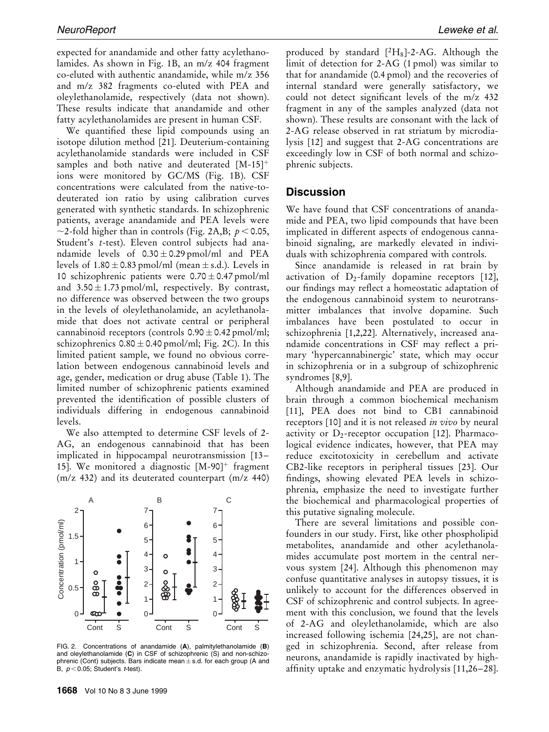expected for anandamide and other fatty acylethanolamides. As shown in Fig. 1B, an m/z 404 fragment co-eluted with authentic anandamide, while m/z 356 and m/z 382 fragments co-eluted with PEA and oleylethanolamide, respectively (data not shown). These results indicate that anandamide and other fatty acylethanolamides are present in human CSF.

We quantified these lipid compounds using an isotope dilution method [21]. Deuterium-containing acylethanolamide standards were included in CSF samples and both native and deuterated $[M\text{-}15]^+$ ions were monitored by GC/MS (Fig. 1B). CSF concentrations were calculated from the native-to-deuterated ion ratio by using calibration curves generated with synthetic standards. In schizophrenic patients, average anandamide and PEA levels were ~2-fold higher than in controls (Fig. 2A,B; $p < 0.05$, Student's *t*-test). Eleven control subjects had anandamide levels of $0.30 \pm 0.29$ pmol/ml and PEA levels of $1.80 \pm 0.83$ pmol/ml (mean ± s.d.). Levels in 10 schizophrenic patients were $0.70 \pm 0.47$ pmol/ml and $3.50 \pm 1.73$ pmol/ml, respectively. By contrast, no difference was observed between the two groups in the levels of oleylethanolamide, an acylethanolamide that does not activate central or peripheral cannabinoid receptors (controls $0.90 \pm 0.42$ pmol/ml; schizophrenics $0.80 \pm 0.40$ pmol/ml; Fig. 2C). In this limited patient sample, we found no obvious correlation between endogenous cannabinoid levels and age, gender, medication or drug abuse (Table 1). The limited number of schizophrenic patients examined prevented the identification of possible clusters of individuals differing in endogenous cannabinoid levels.

We also attempted to determine CSF levels of 2-AG, an endogenous cannabinoid that has been implicated in hippocampal neurotransmission [13–15]. We monitored a diagnostic $[M\text{-}90]^+$ fragment (m/z 432) and its deuterated counterpart (m/z 440) produced by standard $[^2H_8]$-2-AG. Although the limit of detection for 2-AG (1 pmol) was similar to that for anandamide (0.4 pmol) and the recoveries of internal standard were generally satisfactory, we could not detect significant levels of the m/z 432 fragment in any of the samples analyzed (data not shown). These results are consonant with the lack of 2-AG release observed in rat striatum by microdialysis [12] and suggest that 2-AG concentrations are exceedingly low in CSF of both normal and schizophrenic subjects.

FIG. 2. Concentrations of anandamide (**A**), palmitylethanolamide (**B**) and oleylethanolamide (**C**) in CSF of schizophrenic (S) and non-schizophrenic (Cont) subjects. Bars indicate mean ± s.d. for each group (A and B, $p < 0.05$; Student's *t*-test).

## Discussion

We have found that CSF concentrations of anandamide and PEA, two lipid compounds that have been implicated in different aspects of endogenous cannabinoid signaling, are markedly elevated in individuals with schizophrenia compared with controls.

Since anandamide is released in rat brain by activation of $D_2$-family dopamine receptors [12], our findings may reflect a homeostatic adaptation of the endogenous cannabinoid system to neurotransmitter imbalances that involve dopamine. Such imbalances have been postulated to occur in schizophrenia [1,2,22]. Alternatively, increased anandamide concentrations in CSF may reflect a primary 'hypercannabinergic' state, which may occur in schizophrenia or in a subgroup of schizophrenic syndromes [8,9].

Although anandamide and PEA are produced in brain through a common biochemical mechanism [11], PEA does not bind to CB1 cannabinoid receptors [10] and it is not released *in vivo* by neural activity or $D_2$-receptor occupation [12]. Pharmacological evidence indicates, however, that PEA may reduce excitotoxicity in cerebellum and activate CB2-like receptors in peripheral tissues [23]. Our findings, showing elevated PEA levels in schizophrenia, emphasize the need to investigate further the biochemical and pharmacological properties of this putative signaling molecule.

There are several limitations and possible confounders in our study. First, like other phospholipid metabolites, anandamide and other acylethanolamides accumulate post mortem in the central nervous system [24]. Although this phenomenon may confuse quantitative analyses in autopsy tissues, it is unlikely to account for the differences observed in CSF of schizophrenic and control subjects. In agreement with this conclusion, we found that the levels of 2-AG and oleylethanolamide, which are also increased following ischemia [24,25], are not changed in schizophrenia. Second, after release from neurons, anandamide is rapidly inactivated by high-affinity uptake and enzymatic hydrolysis [11,26–28].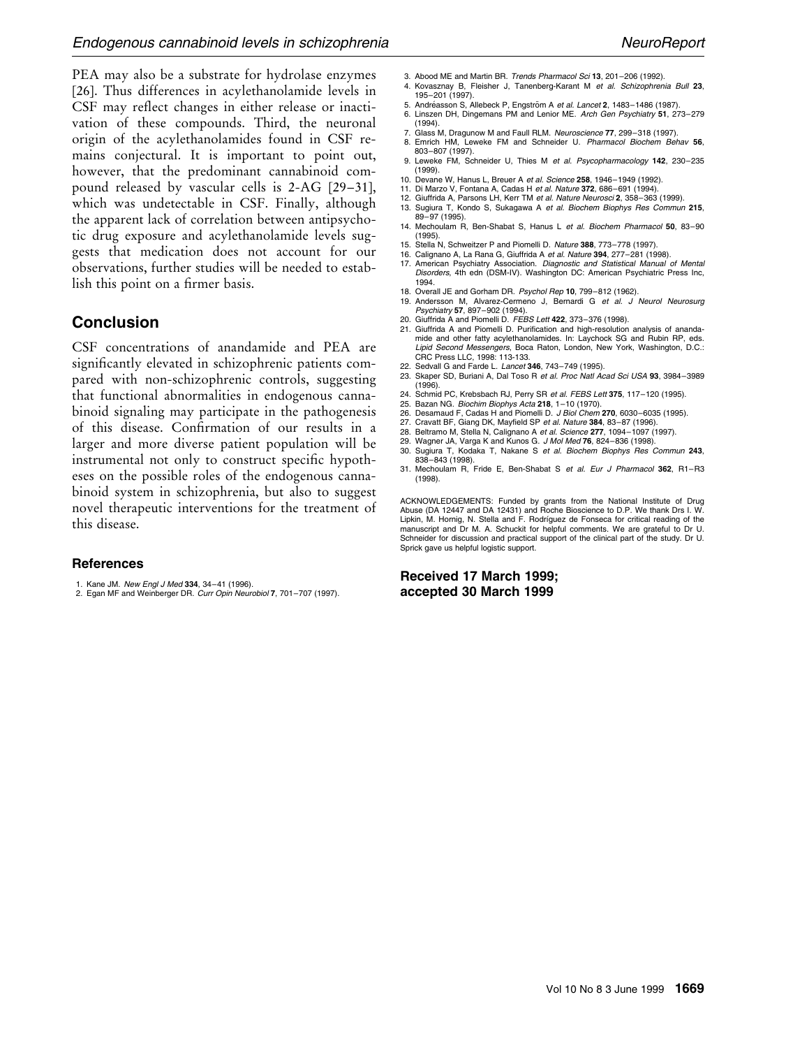PEA may also be a substrate for hydrolase enzymes [26]. Thus differences in acylethanolamide levels in CSF may reflect changes in either release or inactivation of these compounds. Third, the neuronal origin of the acylethanolamides found in CSF remains conjectural. It is important to point out, however, that the predominant cannabinoid compound released by vascular cells is 2-AG [29–31], which was undetectable in CSF. Finally, although the apparent lack of correlation between antipsychotic drug exposure and acylethanolamide levels suggests that medication does not account for our observations, further studies will be needed to establish this point on a firmer basis.

## Conclusion

CSF concentrations of anandamide and PEA are significantly elevated in schizophrenic patients compared with non-schizophrenic controls, suggesting that functional abnormalities in endogenous cannabinoid signaling may participate in the pathogenesis of this disease. Confirmation of our results in a larger and more diverse patient population will be instrumental not only to construct specific hypotheses on the possible roles of the endogenous cannabinoid system in schizophrenia, but also to suggest novel therapeutic interventions for the treatment of this disease.

### References

1. Kane JM. *New Engl J Med* **334**, 34–41 (1996).
2. Egan MF and Weinberger DR. *Curr Opin Neurobiol* **7**, 701–707 (1997).
3. Abood ME and Martin BR. *Trends Pharmacol Sci* **13**, 201–206 (1992).
4. Kovasznay B, Fleisher J, Tanenberg-Karant M *et al. Schizophrenia Bull* **23**, 195–201 (1997).
5. Andréasson S, Allebeck P, Engström A *et al. Lancet* **2**, 1483–1486 (1987).
6. Linszen DH, Dingemans PM and Lenior ME. *Arch Gen Psychiatry* **51**, 273–279 (1994).
7. Glass M, Dragunow M and Faull RLM. *Neuroscience* **77**, 299–318 (1997).
8. Emrich HM, Leweke FM and Schneider U. *Pharmacol Biochem Behav* **56**, 803–807 (1997).
9. Leweke FM, Schneider U, Thies M *et al. Psycopharmacology* **142**, 230–235 (1999).
10. Devane W, Hanus L, Breuer A *et al. Science* **258**, 1946–1949 (1992).
11. Di Marzo V, Fontana A, Cadas H *et al. Nature* **372**, 686–691 (1994).
12. Giuffrida A, Parsons LH, Kerr TM *et al. Nature Neurosci* **2**, 358–363 (1999).
13. Sugiura T, Kondo S, Sukagawa A *et al. Biochem Biophys Res Commun* **215**, 89–97 (1995).
14. Mechoulam R, Ben-Shabat S, Hanus L *et al. Biochem Pharmacol* **50**, 83–90 (1995).
15. Stella N, Schweitzer P and Piomelli D. *Nature* **388**, 773–778 (1997).
16. Calignano A, La Rana G, Giuffrida A *et al. Nature* **394**, 277–281 (1998).
17. American Psychiatry Association. *Diagnostic and Statistical Manual of Mental Disorders*, 4th edn (DSM-IV). Washington DC: American Psychiatric Press Inc, 1994.
18. Overall JE and Gorham DR. *Psychol Rep* **10**, 799–812 (1962).
19. Andersson M, Alvarez-Cermeno J, Bernardi G *et al. J Neurol Neurosurg Psychiatry* **57**, 897–902 (1994).
20. Giuffrida A and Piomelli D. *FEBS Lett* **422**, 373–376 (1998).
21. Giuffrida A and Piomelli D. Purification and high-resolution analysis of anandamide and other fatty acylethanolamides. In: Laychock SG and Rubin RP, eds. *Lipid Second Messengers*, Boca Raton, London, New York, Washington, D.C.: CRC Press LLC, 1998: 113-133.
22. Sedvall G and Farde L. *Lancet* **346**, 743–749 (1995).
23. Skaper SD, Buriani A, Dal Toso R *et al. Proc Natl Acad Sci USA* **93**, 3984–3989 (1996).
24. Schmid PC, Krebsbach RJ, Perry SR *et al. FEBS Lett* **375**, 117–120 (1995).
25. Bazan NG. *Biochim Biophys Acta* **218**, 1–10 (1970).
26. Desamaud F, Cadas H and Piomelli D. *J Biol Chem* **270**, 6030–6035 (1995).
27. Cravatt BF, Giang DK, Mayfield SP *et al. Nature* **384**, 83–87 (1996).
28. Beltramo M, Stella N, Calignano A *et al. Science* **277**, 1094–1097 (1997).
29. Wagner JA, Varga K and Kunos G. *J Mol Med* **76**, 824–836 (1998).
30. Sugiura T, Kodaka T, Nakane S *et al. Biochem Biophys Res Commun* **243**, 838–843 (1998).
31. Mechoulam R, Fride E, Ben-Shabat S *et al. Eur J Pharmacol* **362**, R1–R3 (1998).

ACKNOWLEDGEMENTS: Funded by grants from the National Institute of Drug Abuse (DA 12447 and DA 12431) and Roche Bioscience to D.P. We thank Drs I. W. Lipkin, M. Hornig, N. Stella and F. Rodríguez de Fonseca for critical reading of the manuscript and Dr M. A. Schuckit for helpful comments. We are grateful to Dr U. Schneider for discussion and practical support of the clinical part of the study. Dr U. Sprick gave us helpful logistic support.

**Received 17 March 1999; accepted 30 March 1999**